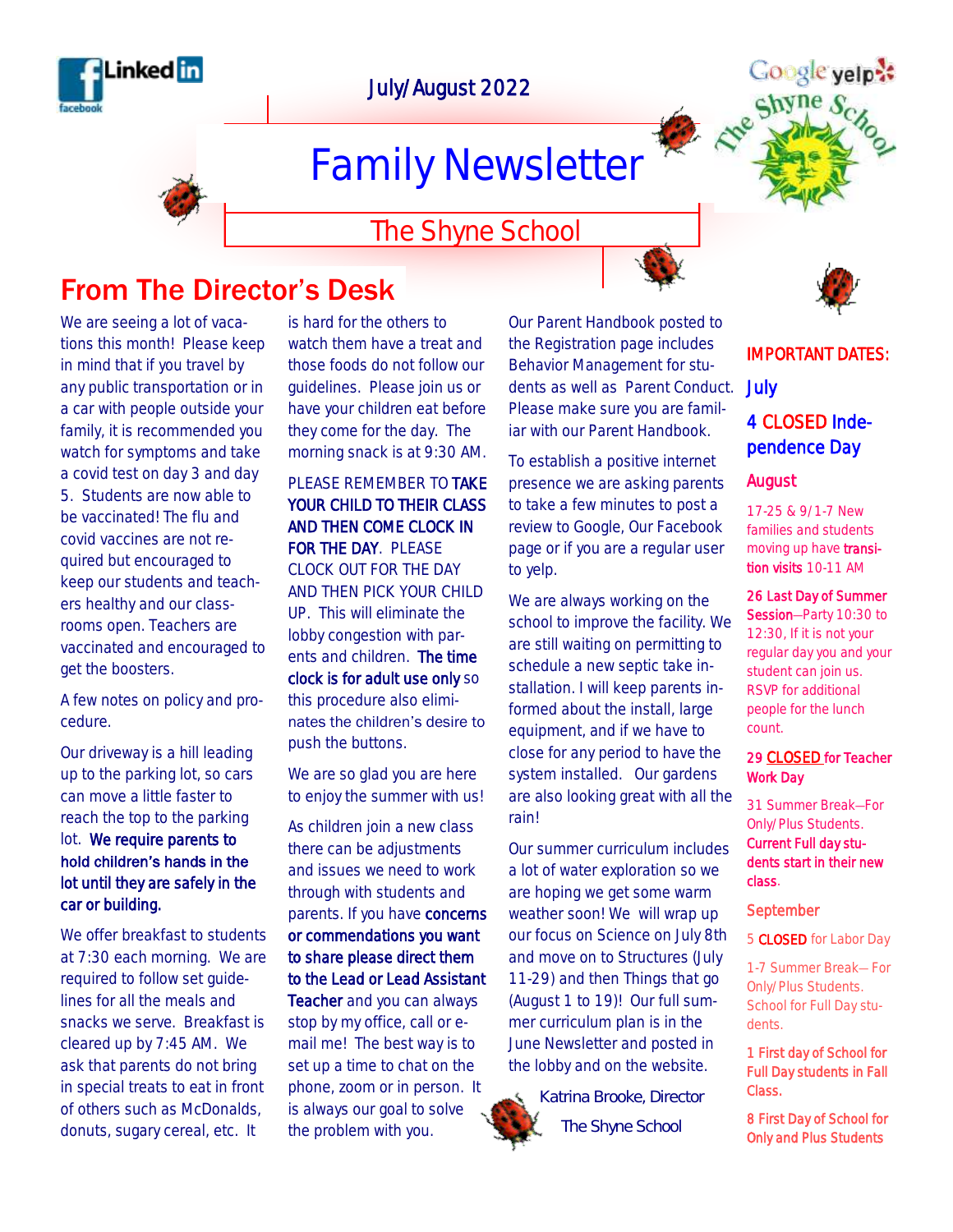July/August 2022

# Family Newsletter

## The Shyne School

## From The Director's Desk

We are seeing a lot of vacations this month! Please keep in mind that if you travel by any public transportation or in a car with people outside your family, it is recommended you watch for symptoms and take a covid test on day 3 and day 5. Students are now able to be vaccinated! The flu and covid vaccines are not required but encouraged to keep our students and teachers healthy and our classrooms open. Teachers are vaccinated and encouraged to get the boosters.

A few notes on policy and procedure.

Our driveway is a hill leading up to the parking lot, so cars can move a little faster to reach the top to the parking lot. **We require parents to hold children's hands in the lot until they are safely in the car or building.**

We offer breakfast to students at 7:30 each morning. We are required to follow set guidelines for all the meals and snacks we serve. Breakfast is cleared up by 7:45 AM. We ask that parents do not bring in special treats to eat in front of others such as McDonalds, donuts, sugary cereal, etc. It is hard for the others to watch them have a treat and those foods do not follow our guidelines. Please join us or have your children eat before they come for the day. The morning snack is at 9:30 AM.

PLEASE REMEMBER TO **TAKE YOUR CHILD TO THEIR CLASS AND THEN COME CLOCK IN FOR THE DAY**. PLEASE CLOCK OUT FOR THE DAY AND THEN PICK YOUR CHILD UP. This will eliminate the lobby congestion with parents and children. **The time clock is for adult use only** so this procedure also eliminates the children's desire to push the buttons.

We are so glad you are here to enjoy the summer with us!

As children join a new class there can be adjustments and issues we need to work through with students and parents. If you have **concerns or commendations you want to share please direct them to the Lead or Lead Assistant Teacher** and you can always stop by my office, call or e-mail me! The best way is to set up a time to chat on the phone, zoom or in person. It is always our goal to solve the problem with you.

Our Parent Handbook posted to the Registration page includes Behavior Management for students as well as Parent Conduct. Please make sure you are familiar with our Parent Handbook.

To establish a positive internet presence we are asking parents to take a few minutes to post a review to Google, Our Facebook page or if you are a regular user to yelp.

We are always working on the school to improve the facility. We are still waiting on permitting to schedule a new septic take installation. I will keep parents informed about the install, large equipment, and if we have to close for any period to have the system installed. Our gardens are also looking great with all the rain!

Our summer curriculum includes a lot of water exploration so we are hoping we get some warm weather soon! We will wrap up our focus on Science on July 8th and move on to Structures (July 11-29) and then Things that go (August 1 to 19)! Our full summer curriculum plan is in the June Newsletter and posted in the lobby and on the website.

Katrina Brooke, Director
The Shyne School

## IMPORTANT DATES:

### July

**4 CLOSED Independence Day**

### August

17-25 & 9/1-7 New families and students moving up have **transition visits** 10-11 AM

**26 Last Day of Summer Session**—Party 10:30 to 12:30, If it is not your regular day you and your student can join us. RSVP for additional people for the lunch count.

**29 CLOSED for Teacher Work Day**

31 Summer Break—For Only/Plus Students. **Current Full day students start in their new class.**

### September

5 **CLOSED** for Labor Day

1-7 Summer Break—For Only/Plus Students. School for Full Day students.

**1 First day of School for Full Day students in Fall Class.**

**8 First Day of School for Only and Plus Students**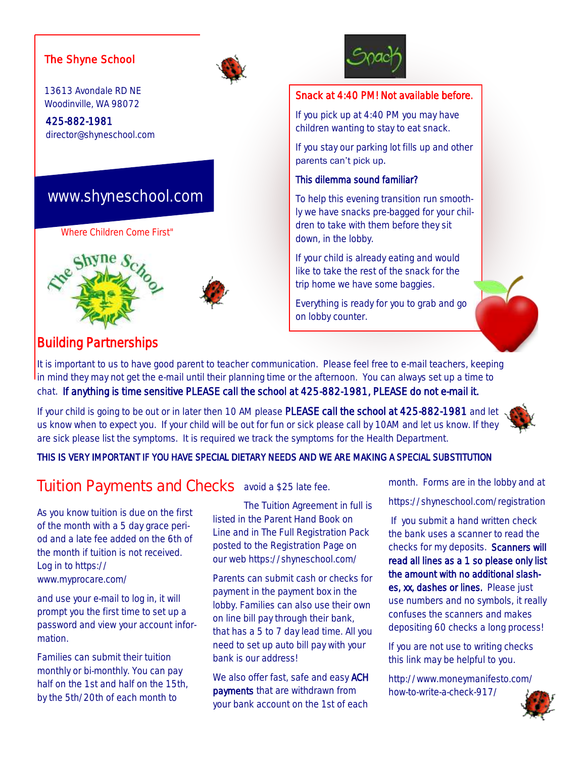## The Shyne School

13613 Avondale RD NE
Woodinville, WA 98072

425-882-1981
director@shyneschool.com

www.shyneschool.com

Where Children Come First"

Snack

**Snack at 4:40 PM! Not available before.**

If you pick up at 4:40 PM you may have children wanting to stay to eat snack.

If you stay our parking lot fills up and other parents can't pick up.

**This dilemma sound familiar?**

To help this evening transition run smoothly we have snacks pre-bagged for your children to take with them before they sit down, in the lobby.

If your child is already eating and would like to take the rest of the snack for the trip home we have some baggies.

Everything is ready for you to grab and go on lobby counter.

## Building Partnerships

It is important to us to have good parent to teacher communication. Please feel free to e-mail teachers, keeping in mind they may not get the e-mail until their planning time or the afternoon. You can always set up a time to chat. **If anything is time sensitive PLEASE call the school at 425-882-1981, PLEASE do not e-mail it.**

If your child is going to be out or in later then 10 AM please **PLEASE call the school at 425-882-1981** and let us know when to expect you. If your child will be out for fun or sick please call by 10AM and let us know. If they are sick please list the symptoms. It is required we track the symptoms for the Health Department.

**THIS IS VERY IMPORTANT IF YOU HAVE SPECIAL DIETARY NEEDS AND WE ARE MAKING A SPECIAL SUBSTITUTION**

## Tuition Payments and Checks

As you know tuition is due on the first of the month with a 5 day grace period and a late fee added on the 6th of the month if tuition is not received. Log in to https://www.myprocare.com/

and use your e-mail to log in, it will prompt you the first time to set up a password and view your account information.

Families can submit their tuition monthly or bi-monthly. You can pay half on the 1st and half on the 15th, by the 5th/20th of each month to avoid a $25 late fee.

The Tuition Agreement in full is listed in the Parent Hand Book on Line and in The Full Registration Pack posted to the Registration Page on our web https://shyneschool.com/

Parents can submit cash or checks for payment in the payment box in the lobby. Families can also use their own on line bill pay through their bank, that has a 5 to 7 day lead time. All you need to set up auto bill pay with your bank is our address!

We also offer fast, safe and easy **ACH payments** that are withdrawn from your bank account on the 1st of each month. Forms are in the lobby and at https://shyneschool.com/registration

If you submit a hand written check the bank uses a scanner to read the checks for my deposits. **Scanners will read all lines as a 1 so please only list the amount with no additional slashes, xx, dashes or lines.** Please just use numbers and no symbols, it really confuses the scanners and makes depositing 60 checks a long process!

If you are not use to writing checks this link may be helpful to you.

http://www.moneymanifesto.com/how-to-write-a-check-917/